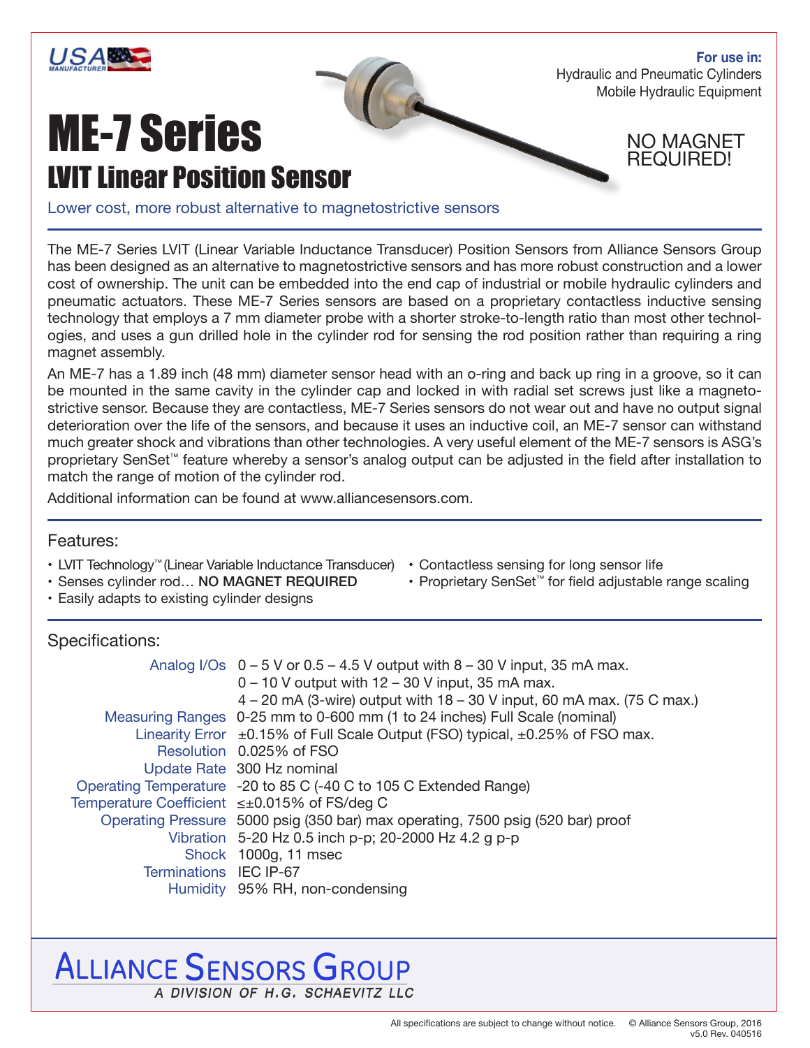USA MANUFACTURER

**For use in:**
Hydraulic and Pneumatic Cylinders
Mobile Hydraulic Equipment

# ME-7 Series

## LVIT Linear Position Sensor

NO MAGNET REQUIRED!

Lower cost, more robust alternative to magnetostrictive sensors

The ME-7 Series LVIT (Linear Variable Inductance Transducer) Position Sensors from Alliance Sensors Group has been designed as an alternative to magnetostrictive sensors and has more robust construction and a lower cost of ownership. The unit can be embedded into the end cap of industrial or mobile hydraulic cylinders and pneumatic actuators. These ME-7 Series sensors are based on a proprietary contactless inductive sensing technology that employs a 7 mm diameter probe with a shorter stroke-to-length ratio than most other technologies, and uses a gun drilled hole in the cylinder rod for sensing the rod position rather than requiring a ring magnet assembly.

An ME-7 has a 1.89 inch (48 mm) diameter sensor head with an o-ring and back up ring in a groove, so it can be mounted in the same cavity in the cylinder cap and locked in with radial set screws just like a magnetostrictive sensor. Because they are contactless, ME-7 Series sensors do not wear out and have no output signal deterioration over the life of the sensors, and because it uses an inductive coil, an ME-7 sensor can withstand much greater shock and vibrations than other technologies. A very useful element of the ME-7 sensors is ASG's proprietary SenSet™ feature whereby a sensor's analog output can be adjusted in the field after installation to match the range of motion of the cylinder rod.

Additional information can be found at www.alliancesensors.com.

### Features:

- LVIT Technology™ (Linear Variable Inductance Transducer)
- Senses cylinder rod… **NO MAGNET REQUIRED**
- Easily adapts to existing cylinder designs
- Contactless sensing for long sensor life
- Proprietary SenSet™ for field adjustable range scaling

### Specifications:

| | |
|---|---|
| Analog I/Os | 0 – 5 V or 0.5 – 4.5 V output with 8 – 30 V input, 35 mA max.<br>0 – 10 V output with 12 – 30 V input, 35 mA max.<br>4 – 20 mA (3-wire) output with 18 – 30 V input, 60 mA max. (75 C max.) |
| Measuring Ranges | 0-25 mm to 0-600 mm (1 to 24 inches) Full Scale (nominal) |
| Linearity Error | ±0.15% of Full Scale Output (FSO) typical, ±0.25% of FSO max. |
| Resolution | 0.025% of FSO |
| Update Rate | 300 Hz nominal |
| Operating Temperature | -20 to 85 C (-40 C to 105 C Extended Range) |
| Temperature Coefficient | ≤±0.015% of FS/deg C |
| Operating Pressure | 5000 psig (350 bar) max operating, 7500 psig (520 bar) proof |
| Vibration | 5-20 Hz 0.5 inch p-p; 20-2000 Hz 4.2 g p-p |
| Shock | 1000g, 11 msec |
| Terminations | IEC IP-67 |
| Humidity | 95% RH, non-condensing |

ALLIANCE SENSORS GROUP
*A DIVISION OF H.G. SCHAEVITZ LLC*

All specifications are subject to change without notice. © Alliance Sensors Group, 2016
v5.0 Rev. 040516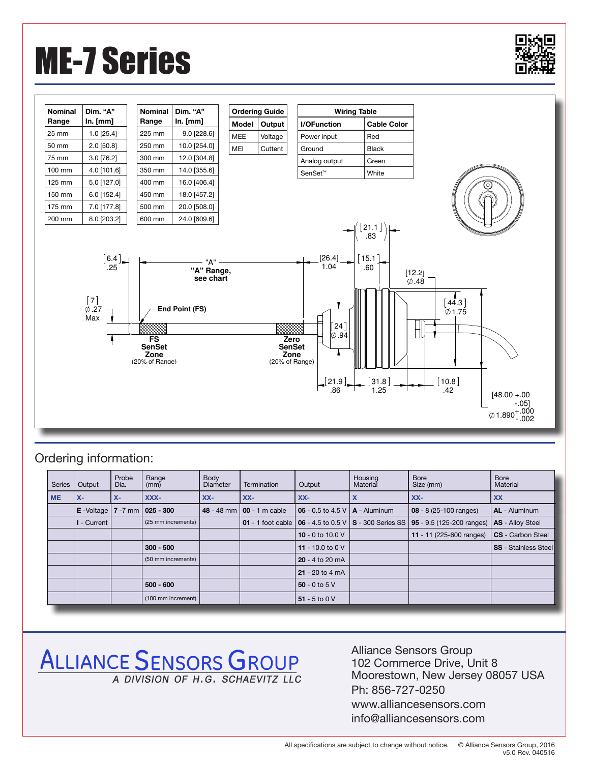# ME-7 Series

| Nominal Range | Dim. "A" In. [mm] |
|---|---|
| 25 mm | 1.0 [25.4] |
| 50 mm | 2.0 [50.8] |
| 75 mm | 3.0 [76.2] |
| 100 mm | 4.0 [101.6] |
| 125 mm | 5.0 [127.0] |
| 150 mm | 6.0 [152.4] |
| 175 mm | 7.0 [177.8] |
| 200 mm | 8.0 [203.2] |

| Nominal Range | Dim. "A" In. [mm] |
|---|---|
| 225 mm | 9.0 [228.6] |
| 250 mm | 10.0 [254.0] |
| 300 mm | 12.0 [304.8] |
| 350 mm | 14.0 [355.6] |
| 400 mm | 16.0 [406.4] |
| 450 mm | 18.0 [457.2] |
| 500 mm | 20.0 [508.0] |
| 600 mm | 24.0 [609.6] |

**Ordering Guide**

| Model | Output |
|---|---|
| MEE | Voltage |
| MEI | Cuttent |

**Wiring Table**

| I/OFunction | Cable Color |
|---|---|
| Power input | Red |
| Ground | Black |
| Analog output | Green |
| SenSet™ | White |

[6.4] .25
"A"
"A" Range, see chart
[26.4] 1.04
[21.1] .83
[15.1] .60
[12.2] ∅.48
[7] ∅.27 Max
End Point (FS)
[44.3] ∅1.75
[24] ∅.94
FS SenSet Zone (20% of Range)
Zero SenSet Zone (20% of Range)
[21.9] .86
[31.8] 1.25
[10.8] .42
[48.00 +.00 -.05]
∅1.890 +.000 -.002

## Ordering information:

| Series | Output | Probe Dia. | Range (mm) | Body Diameter | Termination | Output | Housing Material | Bore Size (mm) | Bore Material |
|---|---|---|---|---|---|---|---|---|---|
| **ME** | **X-** | **X-** | **XXX-** | **XX-** | **XX-** | **XX-** | **X** | **XX-** | **XX** |
| | **E** -Voltage | **7** -7 mm | **025 - 300** | **48** - 48 mm | **00** - 1 m cable | **05** - 0.5 to 4.5 V | **A** - Aluminum | **08** - 8 (25-100 ranges) | **AL** - Aluminum |
| | **I** - Current | | (25 mm increments) | | **01** - 1 foot cable | **06** - 4.5 to 0.5 V | **S** - 300 Series SS | **95** - 9.5 (125-200 ranges) | **AS** - Alloy Steel |
| | | | | | | **10** - 0 to 10.0 V | | **11** - 11 (225-600 ranges) | **CS** - Carbon Steel |
| | | | **300 - 500** | | | **11** - 10.0 to 0 V | | | **SS** - Stainless Steel |
| | | | (50 mm increments) | | | **20** - 4 to 20 mA | | | |
| | | | | | | **21** - 20 to 4 mA | | | |
| | | | **500 - 600** | | | **50** - 0 to 5 V | | | |
| | | | (100 mm increment) | | | **51** - 5 to 0 V | | | |

ALLIANCE SENSORS GROUP
A DIVISION OF H.G. SCHAEVITZ LLC

Alliance Sensors Group
102 Commerce Drive, Unit 8
Moorestown, New Jersey 08057 USA
Ph: 856-727-0250
www.alliancesensors.com
info@alliancesensors.com

All specifications are subject to change without notice. © Alliance Sensors Group, 2016
v5.0 Rev. 040516